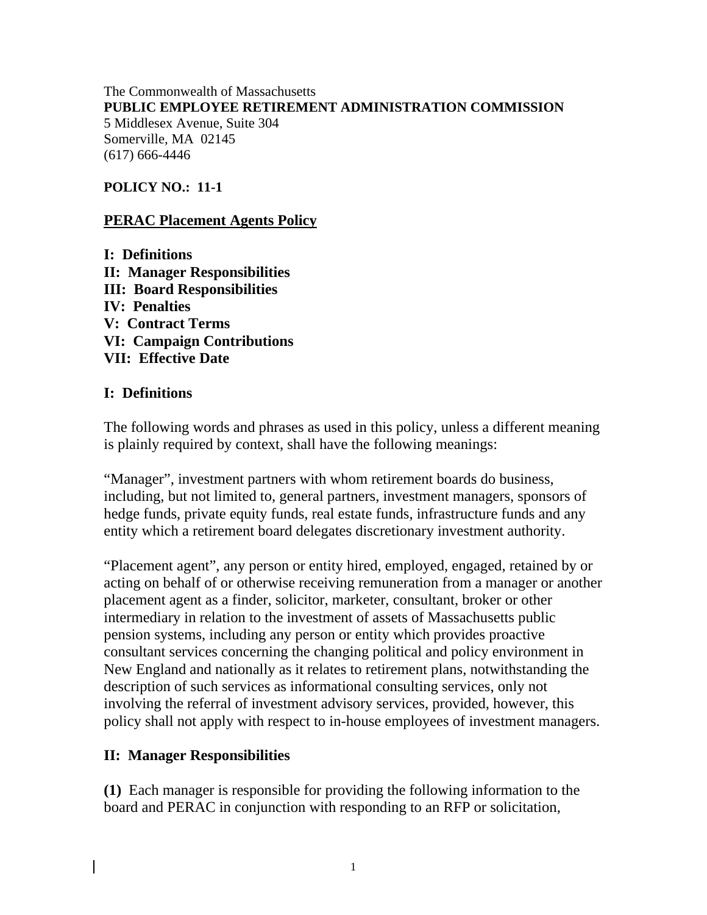The Commonwealth of Massachusetts
**PUBLIC EMPLOYEE RETIREMENT ADMINISTRATION COMMISSION**
5 Middlesex Avenue, Suite 304
Somerville, MA 02145
(617) 666-4446

**POLICY NO.: 11-1**

# PERAC Placement Agents Policy

**I: Definitions**
**II: Manager Responsibilities**
**III: Board Responsibilities**
**IV: Penalties**
**V: Contract Terms**
**VI: Campaign Contributions**
**VII: Effective Date**

## I: Definitions

The following words and phrases as used in this policy, unless a different meaning is plainly required by context, shall have the following meanings:

"Manager", investment partners with whom retirement boards do business, including, but not limited to, general partners, investment managers, sponsors of hedge funds, private equity funds, real estate funds, infrastructure funds and any entity which a retirement board delegates discretionary investment authority.

"Placement agent", any person or entity hired, employed, engaged, retained by or acting on behalf of or otherwise receiving remuneration from a manager or another placement agent as a finder, solicitor, marketer, consultant, broker or other intermediary in relation to the investment of assets of Massachusetts public pension systems, including any person or entity which provides proactive consultant services concerning the changing political and policy environment in New England and nationally as it relates to retirement plans, notwithstanding the description of such services as informational consulting services, only not involving the referral of investment advisory services, provided, however, this policy shall not apply with respect to in-house employees of investment managers.

## II: Manager Responsibilities

**(1)** Each manager is responsible for providing the following information to the board and PERAC in conjunction with responding to an RFP or solicitation,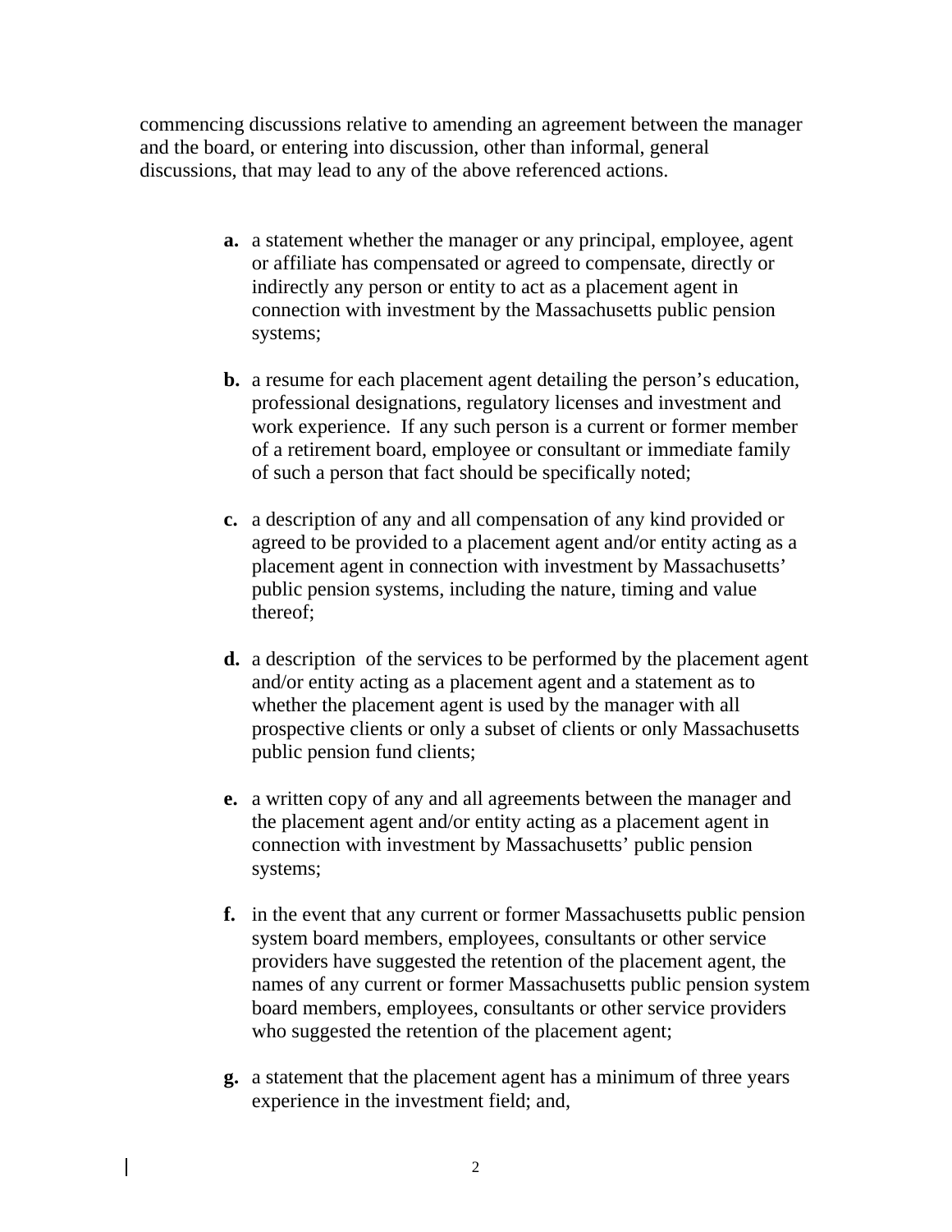commencing discussions relative to amending an agreement between the manager and the board, or entering into discussion, other than informal, general discussions, that may lead to any of the above referenced actions.

- **a.** a statement whether the manager or any principal, employee, agent or affiliate has compensated or agreed to compensate, directly or indirectly any person or entity to act as a placement agent in connection with investment by the Massachusetts public pension systems;

- **b.** a resume for each placement agent detailing the person's education, professional designations, regulatory licenses and investment and work experience. If any such person is a current or former member of a retirement board, employee or consultant or immediate family of such a person that fact should be specifically noted;

- **c.** a description of any and all compensation of any kind provided or agreed to be provided to a placement agent and/or entity acting as a placement agent in connection with investment by Massachusetts' public pension systems, including the nature, timing and value thereof;

- **d.** a description of the services to be performed by the placement agent and/or entity acting as a placement agent and a statement as to whether the placement agent is used by the manager with all prospective clients or only a subset of clients or only Massachusetts public pension fund clients;

- **e.** a written copy of any and all agreements between the manager and the placement agent and/or entity acting as a placement agent in connection with investment by Massachusetts' public pension systems;

- **f.** in the event that any current or former Massachusetts public pension system board members, employees, consultants or other service providers have suggested the retention of the placement agent, the names of any current or former Massachusetts public pension system board members, employees, consultants or other service providers who suggested the retention of the placement agent;

- **g.** a statement that the placement agent has a minimum of three years experience in the investment field; and,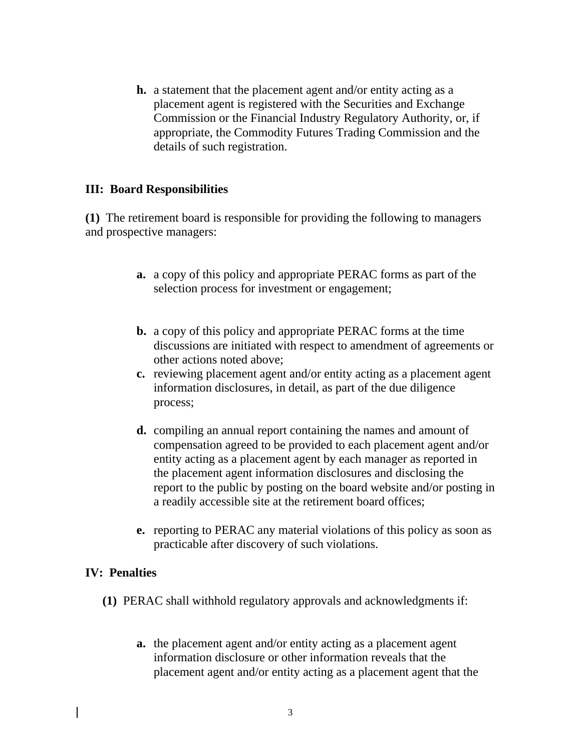**h.** a statement that the placement agent and/or entity acting as a placement agent is registered with the Securities and Exchange Commission or the Financial Industry Regulatory Authority, or, if appropriate, the Commodity Futures Trading Commission and the details of such registration.

## III: Board Responsibilities

**(1)** The retirement board is responsible for providing the following to managers and prospective managers:

**a.** a copy of this policy and appropriate PERAC forms as part of the selection process for investment or engagement;

**b.** a copy of this policy and appropriate PERAC forms at the time discussions are initiated with respect to amendment of agreements or other actions noted above;

**c.** reviewing placement agent and/or entity acting as a placement agent information disclosures, in detail, as part of the due diligence process;

**d.** compiling an annual report containing the names and amount of compensation agreed to be provided to each placement agent and/or entity acting as a placement agent by each manager as reported in the placement agent information disclosures and disclosing the report to the public by posting on the board website and/or posting in a readily accessible site at the retirement board offices;

**e.** reporting to PERAC any material violations of this policy as soon as practicable after discovery of such violations.

## IV: Penalties

**(1)** PERAC shall withhold regulatory approvals and acknowledgments if:

**a.** the placement agent and/or entity acting as a placement agent information disclosure or other information reveals that the placement agent and/or entity acting as a placement agent that the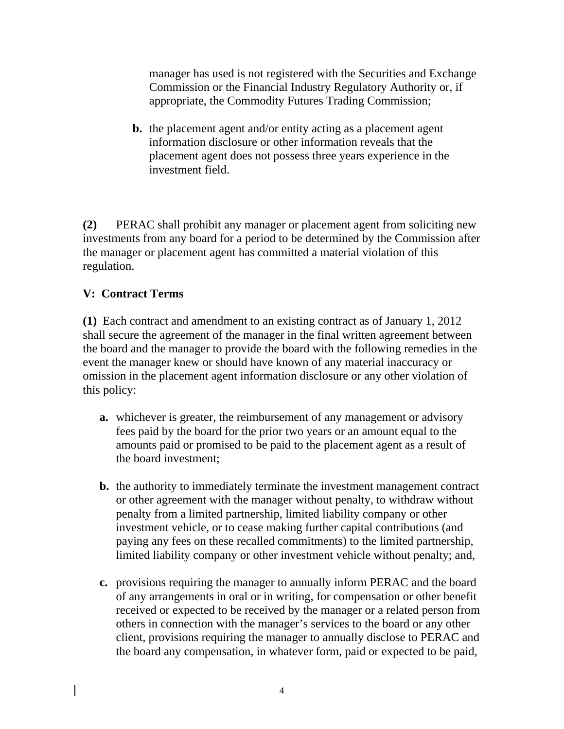manager has used is not registered with the Securities and Exchange Commission or the Financial Industry Regulatory Authority or, if appropriate, the Commodity Futures Trading Commission;

**b.** the placement agent and/or entity acting as a placement agent information disclosure or other information reveals that the placement agent does not possess three years experience in the investment field.

**(2)** PERAC shall prohibit any manager or placement agent from soliciting new investments from any board for a period to be determined by the Commission after the manager or placement agent has committed a material violation of this regulation.

**V: Contract Terms**

**(1)** Each contract and amendment to an existing contract as of January 1, 2012 shall secure the agreement of the manager in the final written agreement between the board and the manager to provide the board with the following remedies in the event the manager knew or should have known of any material inaccuracy or omission in the placement agent information disclosure or any other violation of this policy:

**a.** whichever is greater, the reimbursement of any management or advisory fees paid by the board for the prior two years or an amount equal to the amounts paid or promised to be paid to the placement agent as a result of the board investment;

**b.** the authority to immediately terminate the investment management contract or other agreement with the manager without penalty, to withdraw without penalty from a limited partnership, limited liability company or other investment vehicle, or to cease making further capital contributions (and paying any fees on these recalled commitments) to the limited partnership, limited liability company or other investment vehicle without penalty; and,

**c.** provisions requiring the manager to annually inform PERAC and the board of any arrangements in oral or in writing, for compensation or other benefit received or expected to be received by the manager or a related person from others in connection with the manager's services to the board or any other client, provisions requiring the manager to annually disclose to PERAC and the board any compensation, in whatever form, paid or expected to be paid,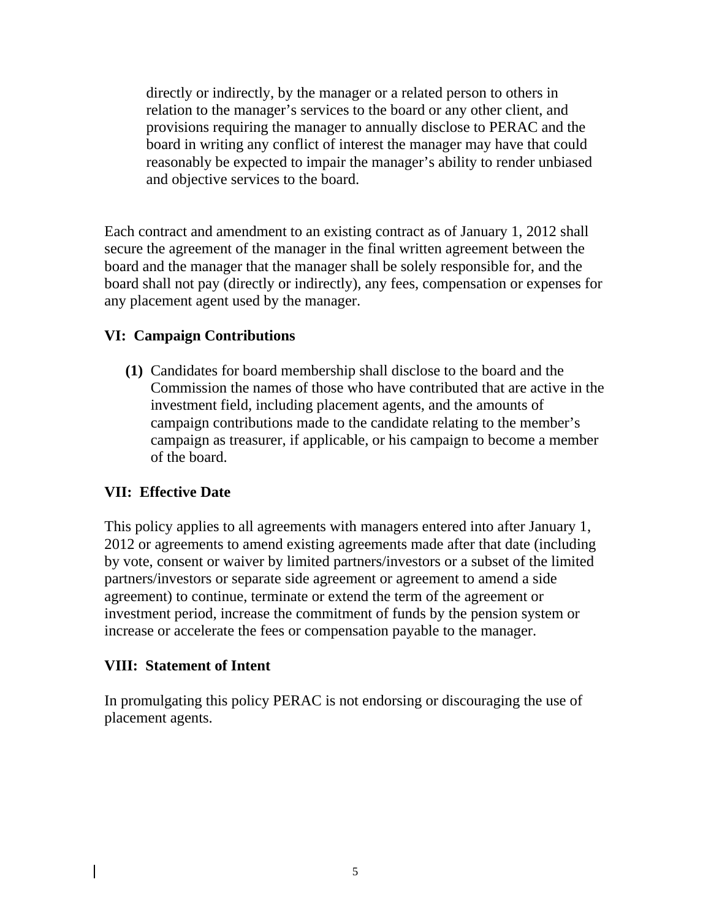directly or indirectly, by the manager or a related person to others in relation to the manager's services to the board or any other client, and provisions requiring the manager to annually disclose to PERAC and the board in writing any conflict of interest the manager may have that could reasonably be expected to impair the manager's ability to render unbiased and objective services to the board.

Each contract and amendment to an existing contract as of January 1, 2012 shall secure the agreement of the manager in the final written agreement between the board and the manager that the manager shall be solely responsible for, and the board shall not pay (directly or indirectly), any fees, compensation or expenses for any placement agent used by the manager.

## VI:  Campaign Contributions

**(1)** Candidates for board membership shall disclose to the board and the Commission the names of those who have contributed that are active in the investment field, including placement agents, and the amounts of campaign contributions made to the candidate relating to the member's campaign as treasurer, if applicable, or his campaign to become a member of the board.

## VII:  Effective Date

This policy applies to all agreements with managers entered into after January 1, 2012 or agreements to amend existing agreements made after that date (including by vote, consent or waiver by limited partners/investors or a subset of the limited partners/investors or separate side agreement or agreement to amend a side agreement) to continue, terminate or extend the term of the agreement or investment period, increase the commitment of funds by the pension system or increase or accelerate the fees or compensation payable to the manager.

## VIII:  Statement of Intent

In promulgating this policy PERAC is not endorsing or discouraging the use of placement agents.